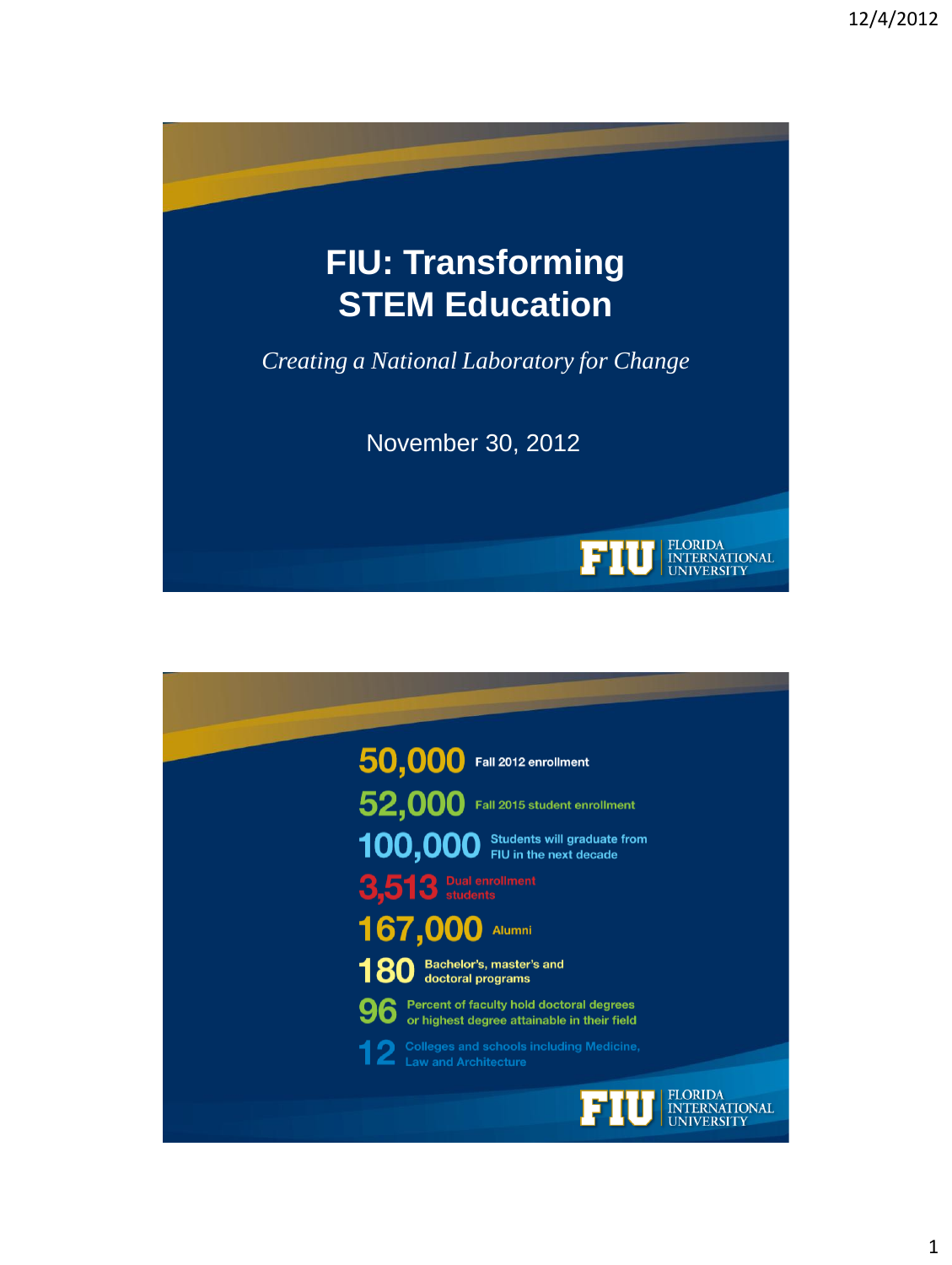# FIU: Transforming STEM Education

*Creating a National Laboratory for Change*

November 30, 2012

FIU | FLORIDA INTERNATIONAL UNIVERSITY

---

**50,000** Fall 2012 enrollment

**52,000** Fall 2015 student enrollment

**100,000** Students will graduate from FIU in the next decade

**3,513** Dual enrollment students

**167,000** Alumni

**180** Bachelor's, master's and doctoral programs

**96** Percent of faculty hold doctoral degrees or highest degree attainable in their field

**12** Colleges and schools including Medicine, Law and Architecture

FIU | FLORIDA INTERNATIONAL UNIVERSITY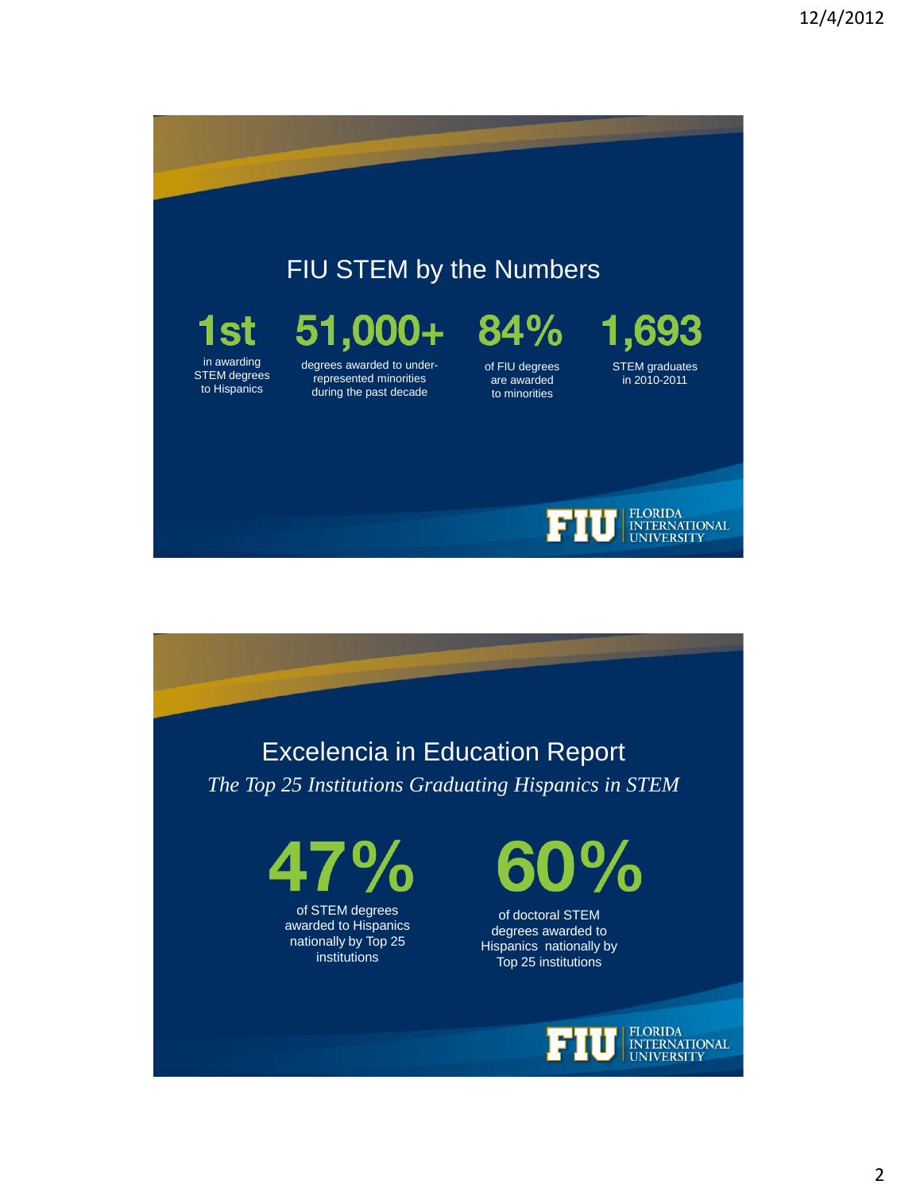## FIU STEM by the Numbers

**1st**
in awarding STEM degrees to Hispanics

**51,000+**
degrees awarded to under-represented minorities during the past decade

**84%**
of FIU degrees are awarded to minorities

**1,693**
STEM graduates in 2010-2011

FIU | FLORIDA INTERNATIONAL UNIVERSITY

## Excelencia in Education Report

*The Top 25 Institutions Graduating Hispanics in STEM*

**47%**
of STEM degrees awarded to Hispanics nationally by Top 25 institutions

**60%**
of doctoral STEM degrees awarded to Hispanics nationally by Top 25 institutions

FIU | FLORIDA INTERNATIONAL UNIVERSITY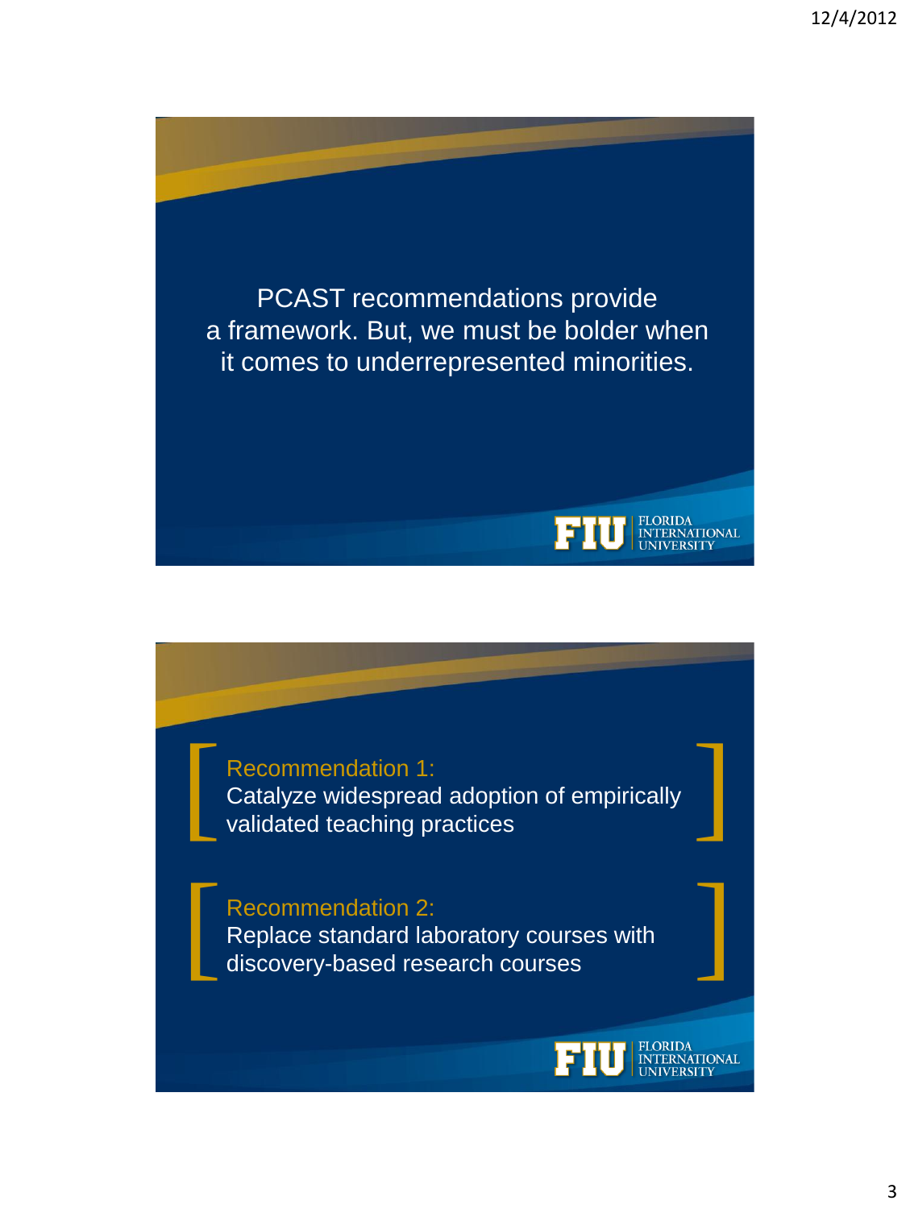PCAST recommendations provide a framework. But, we must be bolder when it comes to underrepresented minorities.

FIU FLORIDA INTERNATIONAL UNIVERSITY

---

**Recommendation 1:**
Catalyze widespread adoption of empirically validated teaching practices

**Recommendation 2:**
Replace standard laboratory courses with discovery-based research courses

FIU FLORIDA INTERNATIONAL UNIVERSITY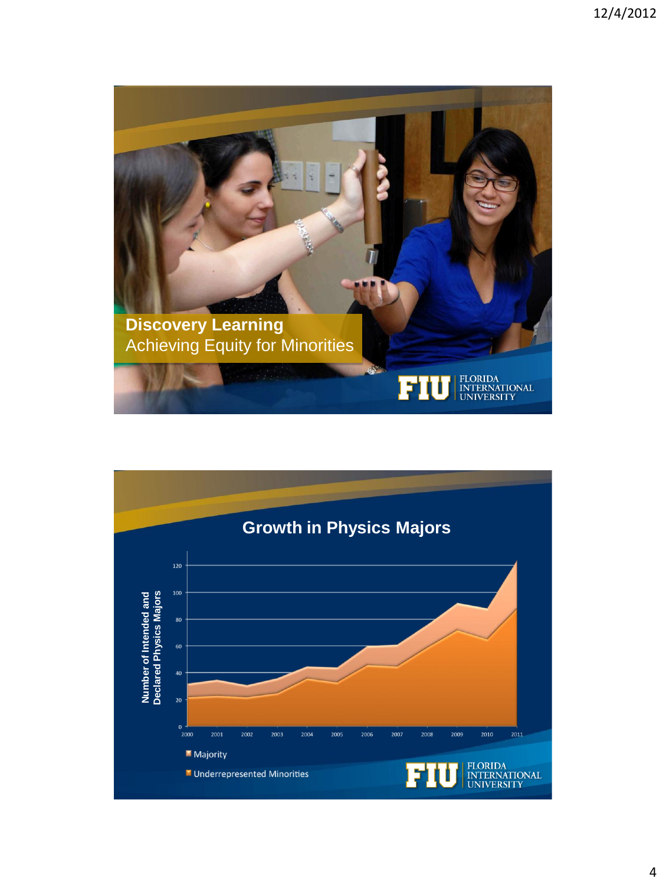## Discovery Learning

Achieving Equity for Minorities

FIU | FLORIDA INTERNATIONAL UNIVERSITY

## Growth in Physics Majors

Number of Intended and Declared Physics Majors

0, 20, 40, 60, 80, 100, 120

2000, 2001, 2002, 2003, 2004, 2005, 2006, 2007, 2008, 2009, 2010, 2011

- Majority
- Underrepresented Minorities

FIU | FLORIDA INTERNATIONAL UNIVERSITY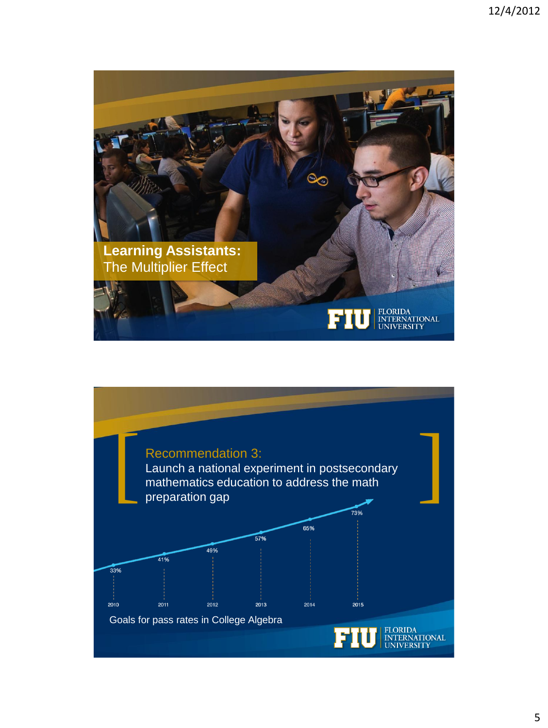**Learning Assistants:**
The Multiplier Effect

FLORIDA INTERNATIONAL UNIVERSITY

Recommendation 3:
Launch a national experiment in postsecondary mathematics education to address the math preparation gap

| Year | 2010 | 2011 | 2012 | 2013 | 2014 | 2015 |
|---|---|---|---|---|---|---|
| Pass rate goal | 33% | 41% | 49% | 57% | 65% | 73% |

Goals for pass rates in College Algebra

FLORIDA INTERNATIONAL UNIVERSITY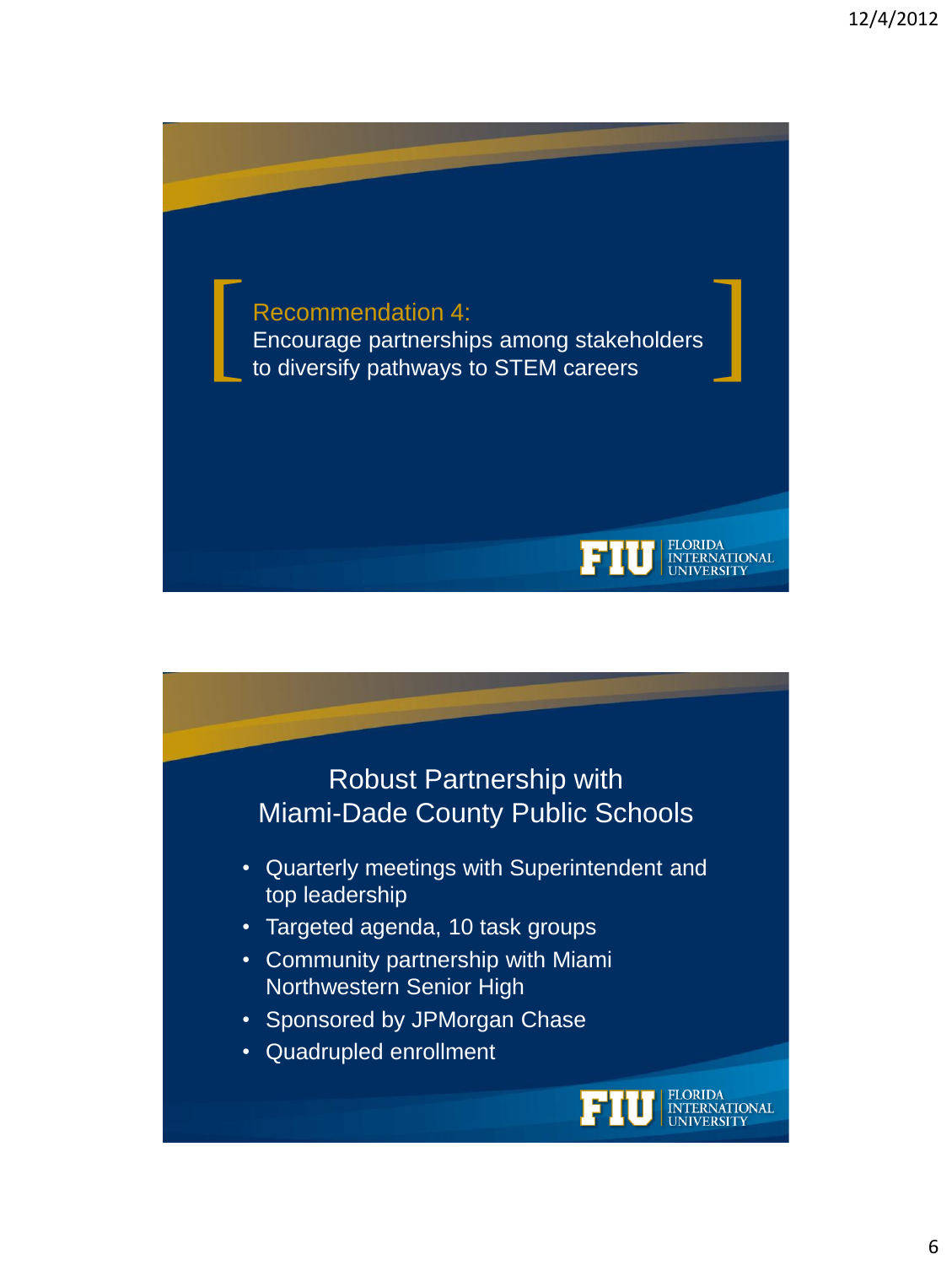## Recommendation 4:

Encourage partnerships among stakeholders to diversify pathways to STEM careers

## Robust Partnership with Miami-Dade County Public Schools

- Quarterly meetings with Superintendent and top leadership
- Targeted agenda, 10 task groups
- Community partnership with Miami Northwestern Senior High
- Sponsored by JPMorgan Chase
- Quadrupled enrollment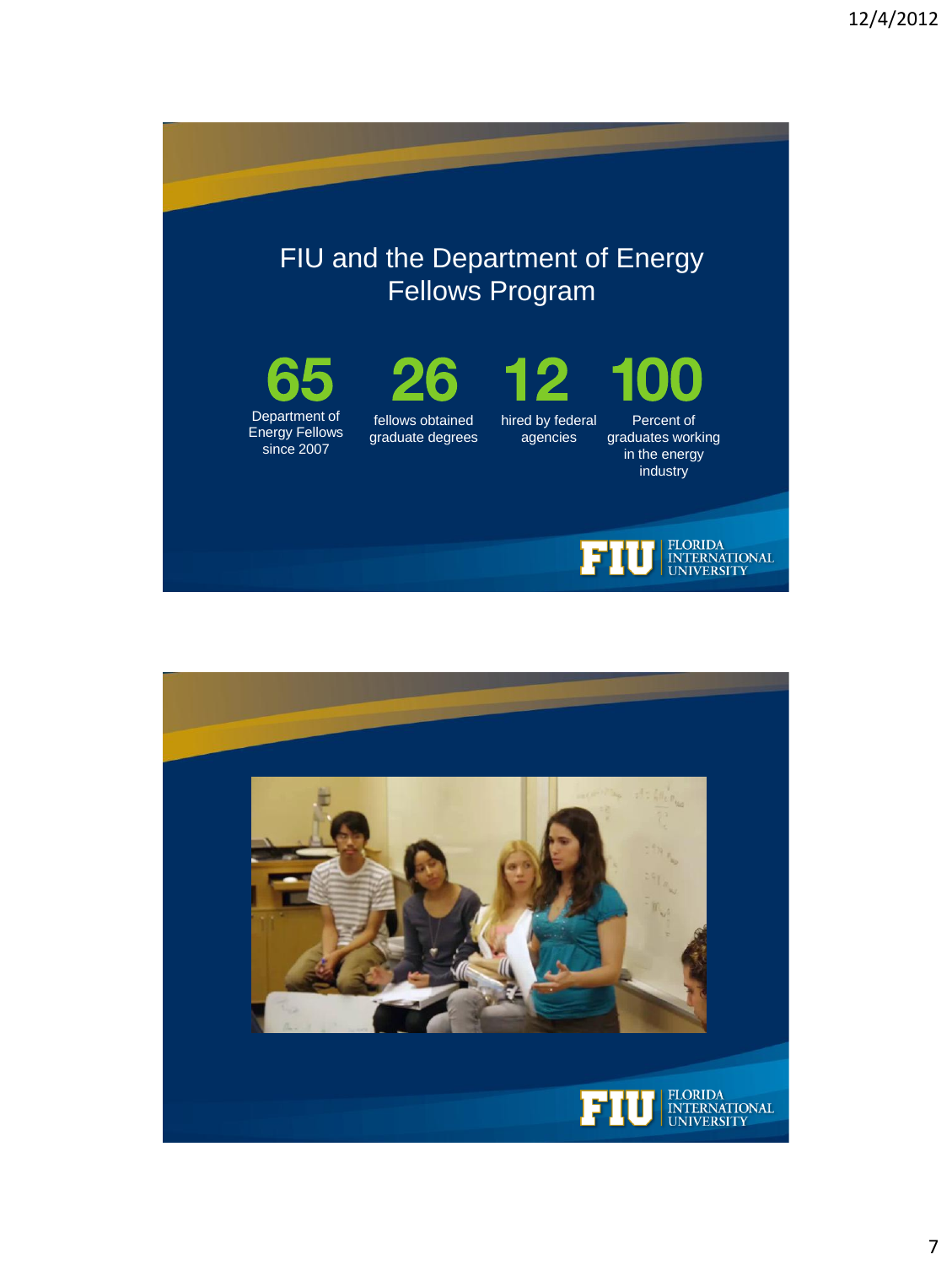# FIU and the Department of Energy Fellows Program

**65**
Department of Energy Fellows since 2007

**26**
fellows obtained graduate degrees

**12**
hired by federal agencies

**100**
Percent of graduates working in the energy industry

FIU FLORIDA INTERNATIONAL UNIVERSITY

FIU FLORIDA INTERNATIONAL UNIVERSITY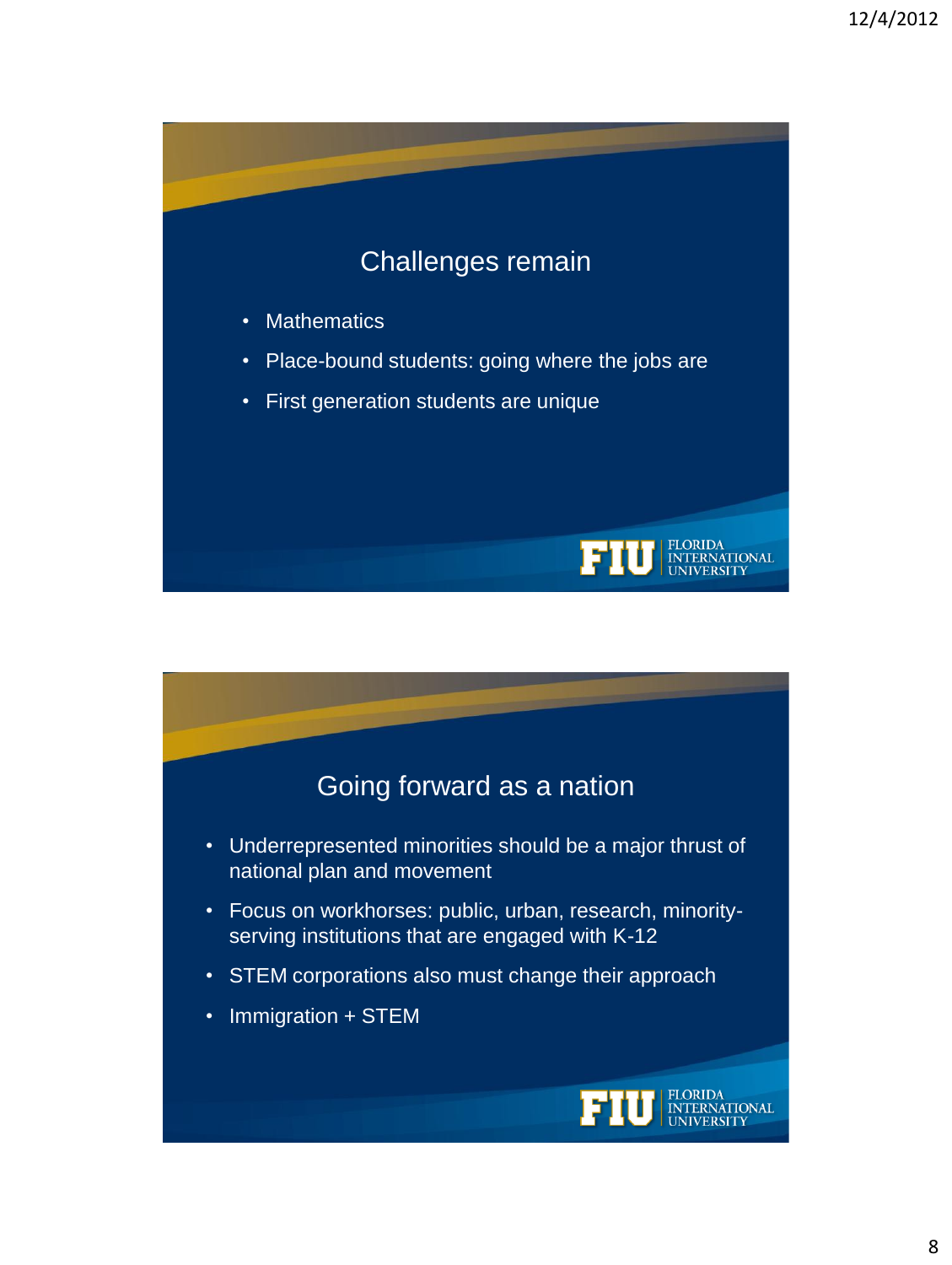## Challenges remain

- Mathematics
- Place-bound students: going where the jobs are
- First generation students are unique

## Going forward as a nation

- Underrepresented minorities should be a major thrust of national plan and movement
- Focus on workhorses: public, urban, research, minority-serving institutions that are engaged with K-12
- STEM corporations also must change their approach
- Immigration + STEM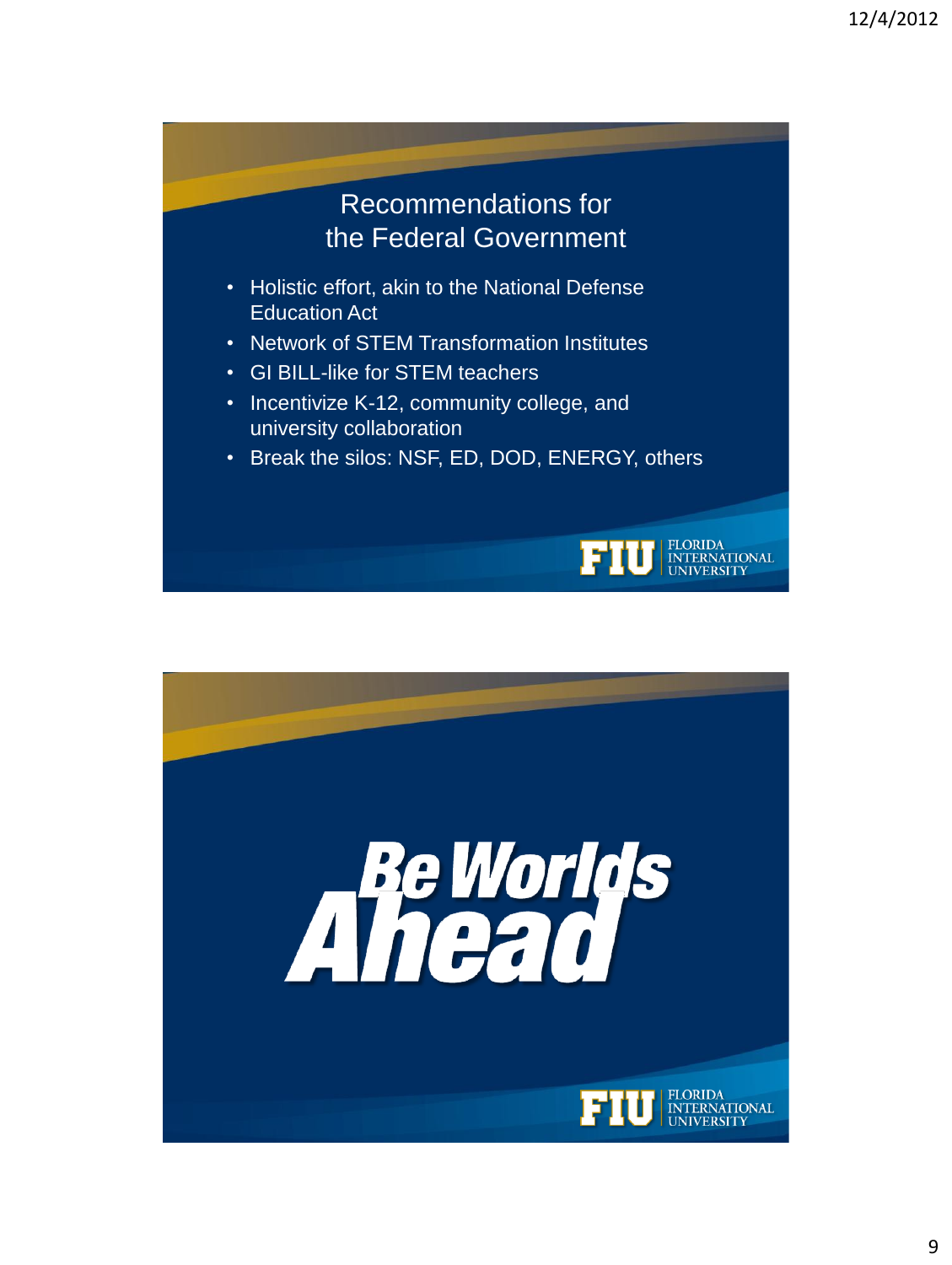## Recommendations for the Federal Government

- Holistic effort, akin to the National Defense Education Act
- Network of STEM Transformation Institutes
- GI BILL-like for STEM teachers
- Incentivize K-12, community college, and university collaboration
- Break the silos: NSF, ED, DOD, ENERGY, others

FIU FLORIDA INTERNATIONAL UNIVERSITY

Be Worlds Ahead

FIU FLORIDA INTERNATIONAL UNIVERSITY